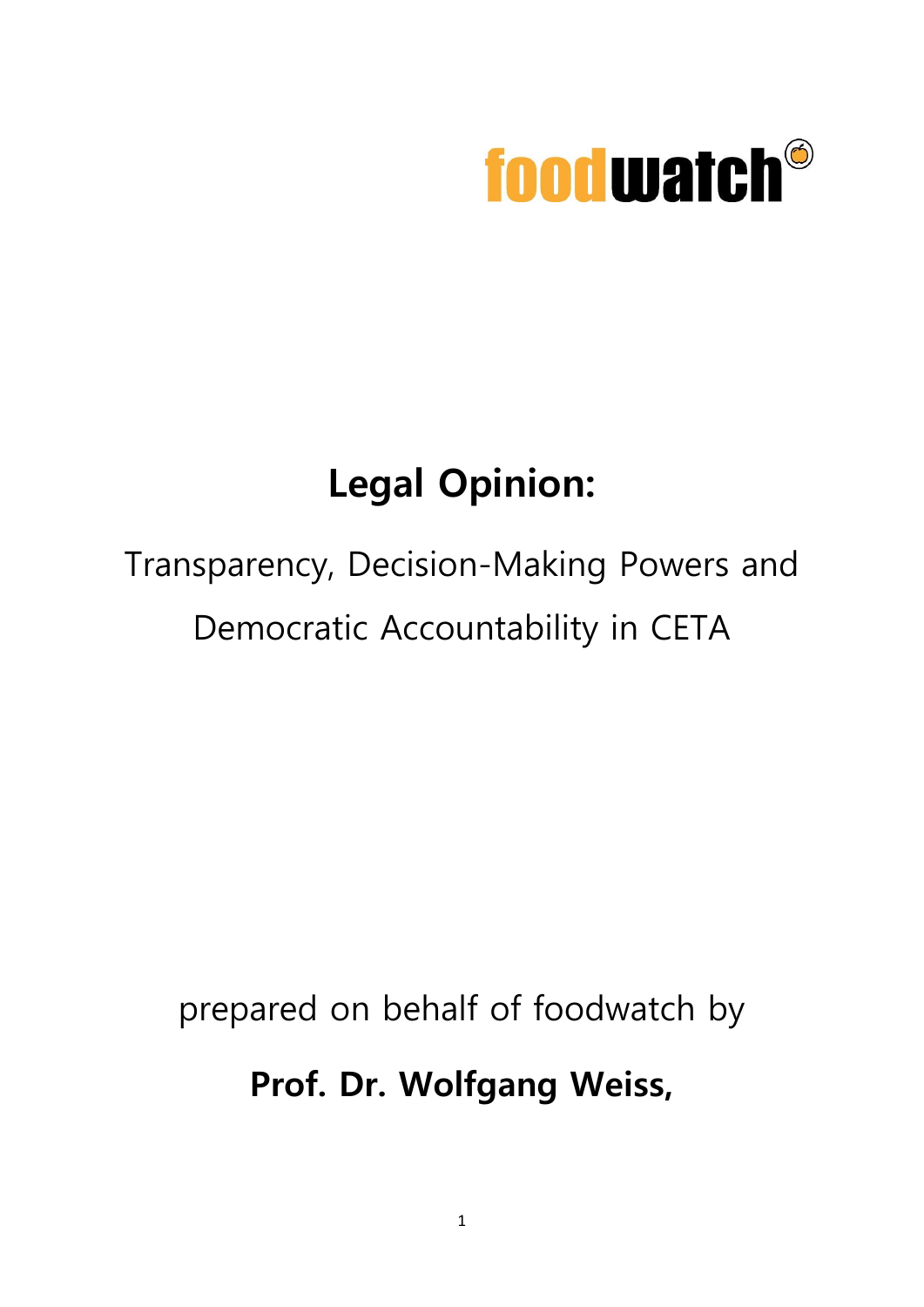foodwatch

# Legal Opinion:

Transparency, Decision-Making Powers and Democratic Accountability in CETA

prepared on behalf of foodwatch by

**Prof. Dr. Wolfgang Weiss,**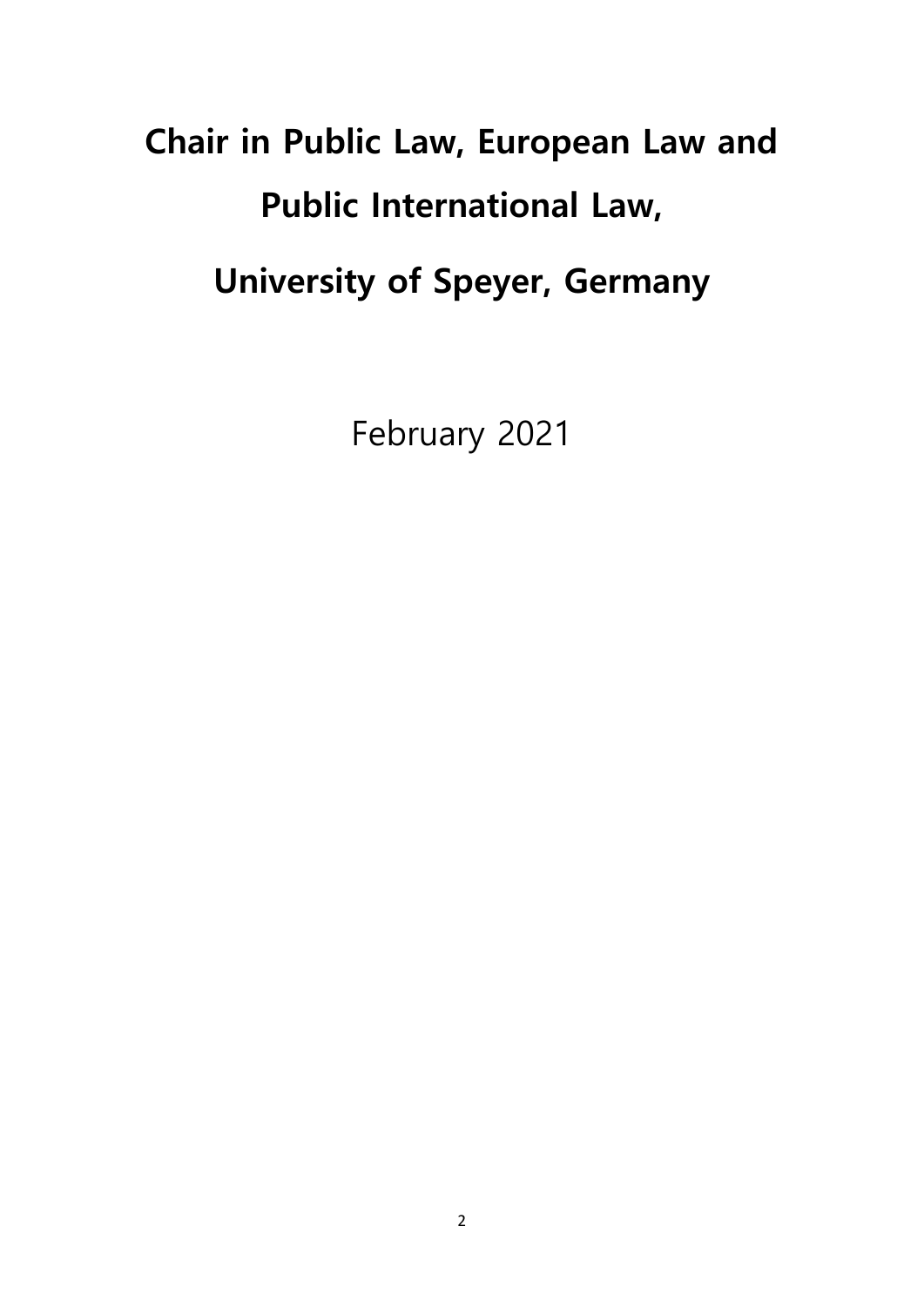# Chair in Public Law, European Law and Public International Law, University of Speyer, Germany

February 2021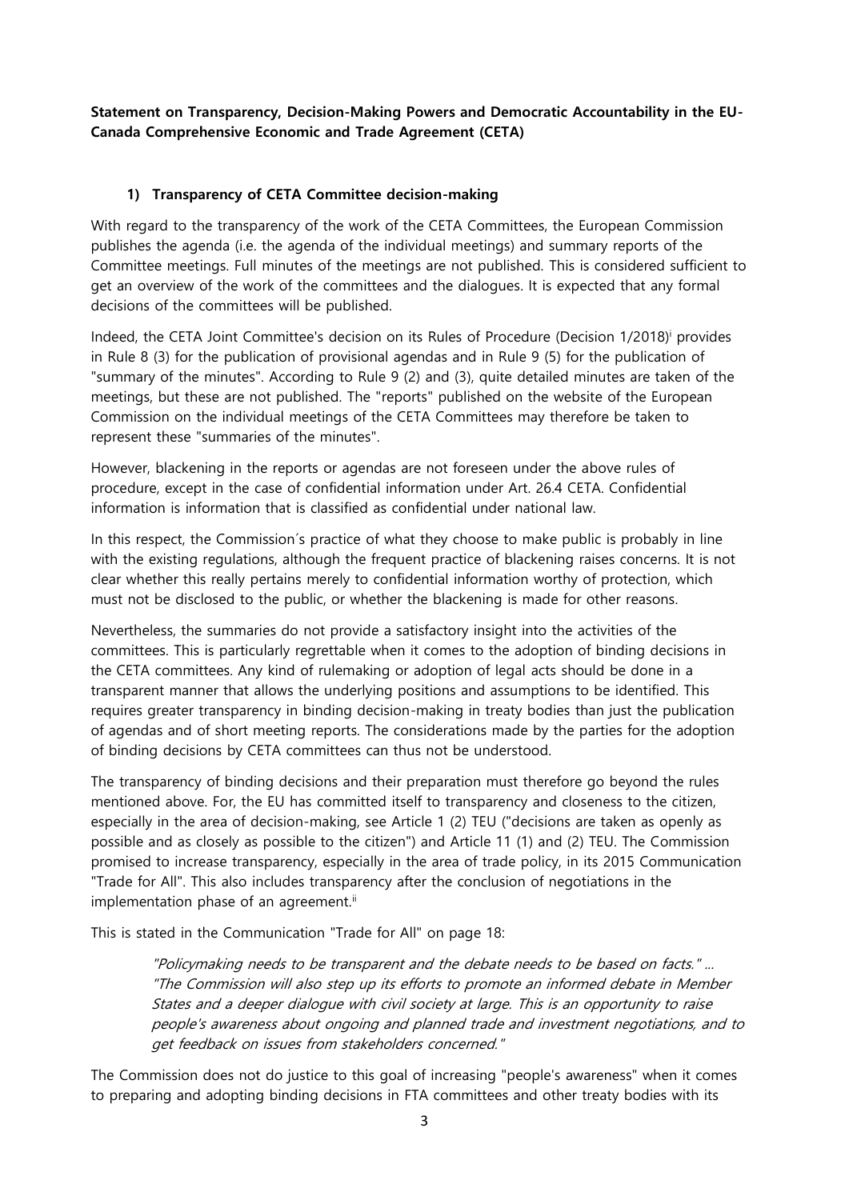**Statement on Transparency, Decision-Making Powers and Democratic Accountability in the EU-Canada Comprehensive Economic and Trade Agreement (CETA)**

## 1) Transparency of CETA Committee decision-making

With regard to the transparency of the work of the CETA Committees, the European Commission publishes the agenda (i.e. the agenda of the individual meetings) and summary reports of the Committee meetings. Full minutes of the meetings are not published. This is considered sufficient to get an overview of the work of the committees and the dialogues. It is expected that any formal decisions of the committees will be published.

Indeed, the CETA Joint Committee's decision on its Rules of Procedure (Decision 1/2018)[i] provides in Rule 8 (3) for the publication of provisional agendas and in Rule 9 (5) for the publication of "summary of the minutes". According to Rule 9 (2) and (3), quite detailed minutes are taken of the meetings, but these are not published. The "reports" published on the website of the European Commission on the individual meetings of the CETA Committees may therefore be taken to represent these "summaries of the minutes".

However, blackening in the reports or agendas are not foreseen under the above rules of procedure, except in the case of confidential information under Art. 26.4 CETA. Confidential information is information that is classified as confidential under national law.

In this respect, the Commission´s practice of what they choose to make public is probably in line with the existing regulations, although the frequent practice of blackening raises concerns. It is not clear whether this really pertains merely to confidential information worthy of protection, which must not be disclosed to the public, or whether the blackening is made for other reasons.

Nevertheless, the summaries do not provide a satisfactory insight into the activities of the committees. This is particularly regrettable when it comes to the adoption of binding decisions in the CETA committees. Any kind of rulemaking or adoption of legal acts should be done in a transparent manner that allows the underlying positions and assumptions to be identified. This requires greater transparency in binding decision-making in treaty bodies than just the publication of agendas and of short meeting reports. The considerations made by the parties for the adoption of binding decisions by CETA committees can thus not be understood.

The transparency of binding decisions and their preparation must therefore go beyond the rules mentioned above. For, the EU has committed itself to transparency and closeness to the citizen, especially in the area of decision-making, see Article 1 (2) TEU ("decisions are taken as openly as possible and as closely as possible to the citizen") and Article 11 (1) and (2) TEU. The Commission promised to increase transparency, especially in the area of trade policy, in its 2015 Communication "Trade for All". This also includes transparency after the conclusion of negotiations in the implementation phase of an agreement.[ii]

This is stated in the Communication "Trade for All" on page 18:

> *"Policymaking needs to be transparent and the debate needs to be based on facts." ... "The Commission will also step up its efforts to promote an informed debate in Member States and a deeper dialogue with civil society at large. This is an opportunity to raise people's awareness about ongoing and planned trade and investment negotiations, and to get feedback on issues from stakeholders concerned."*

The Commission does not do justice to this goal of increasing "people's awareness" when it comes to preparing and adopting binding decisions in FTA committees and other treaty bodies with its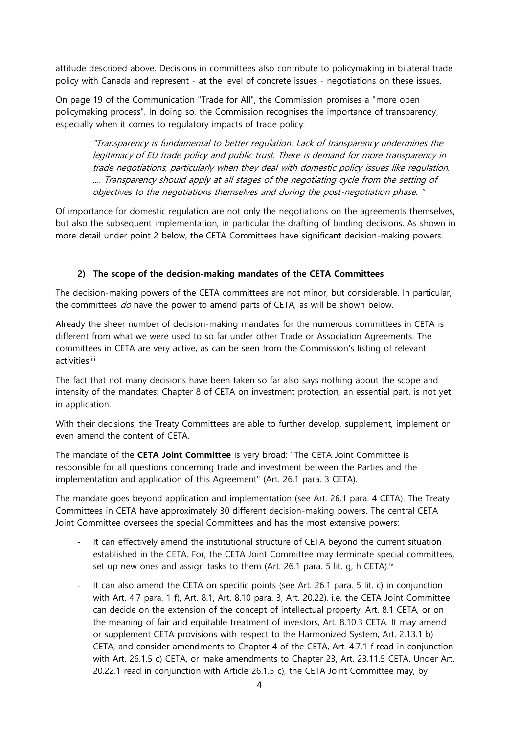attitude described above. Decisions in committees also contribute to policymaking in bilateral trade policy with Canada and represent - at the level of concrete issues - negotiations on these issues.

On page 19 of the Communication "Trade for All", the Commission promises a "more open policymaking process". In doing so, the Commission recognises the importance of transparency, especially when it comes to regulatory impacts of trade policy:

> *"Transparency is fundamental to better regulation. Lack of transparency undermines the legitimacy of EU trade policy and public trust. There is demand for more transparency in trade negotiations, particularly when they deal with domestic policy issues like regulation. .... Transparency should apply at all stages of the negotiating cycle from the setting of objectives to the negotiations themselves and during the post-negotiation phase. "*

Of importance for domestic regulation are not only the negotiations on the agreements themselves, but also the subsequent implementation, in particular the drafting of binding decisions. As shown in more detail under point 2 below, the CETA Committees have significant decision-making powers.

## 2) The scope of the decision-making mandates of the CETA Committees

The decision-making powers of the CETA committees are not minor, but considerable. In particular, the committees *do* have the power to amend parts of CETA, as will be shown below.

Already the sheer number of decision-making mandates for the numerous committees in CETA is different from what we were used to so far under other Trade or Association Agreements. The committees in CETA are very active, as can be seen from the Commission's listing of relevant activities.[iii]

The fact that not many decisions have been taken so far also says nothing about the scope and intensity of the mandates: Chapter 8 of CETA on investment protection, an essential part, is not yet in application.

With their decisions, the Treaty Committees are able to further develop, supplement, implement or even amend the content of CETA.

The mandate of the **CETA Joint Committee** is very broad: "The CETA Joint Committee is responsible for all questions concerning trade and investment between the Parties and the implementation and application of this Agreement" (Art. 26.1 para. 3 CETA).

The mandate goes beyond application and implementation (see Art. 26.1 para. 4 CETA). The Treaty Committees in CETA have approximately 30 different decision-making powers. The central CETA Joint Committee oversees the special Committees and has the most extensive powers:

- It can effectively amend the institutional structure of CETA beyond the current situation established in the CETA. For, the CETA Joint Committee may terminate special committees, set up new ones and assign tasks to them (Art. 26.1 para. 5 lit. g, h CETA).[iv]
- It can also amend the CETA on specific points (see Art. 26.1 para. 5 lit. c) in conjunction with Art. 4.7 para. 1 f), Art. 8.1, Art. 8.10 para. 3, Art. 20.22), i.e. the CETA Joint Committee can decide on the extension of the concept of intellectual property, Art. 8.1 CETA, or on the meaning of fair and equitable treatment of investors, Art. 8.10.3 CETA. It may amend or supplement CETA provisions with respect to the Harmonized System, Art. 2.13.1 b) CETA, and consider amendments to Chapter 4 of the CETA, Art. 4.7.1 f read in conjunction with Art. 26.1.5 c) CETA, or make amendments to Chapter 23, Art. 23.11.5 CETA. Under Art. 20.22.1 read in conjunction with Article 26.1.5 c), the CETA Joint Committee may, by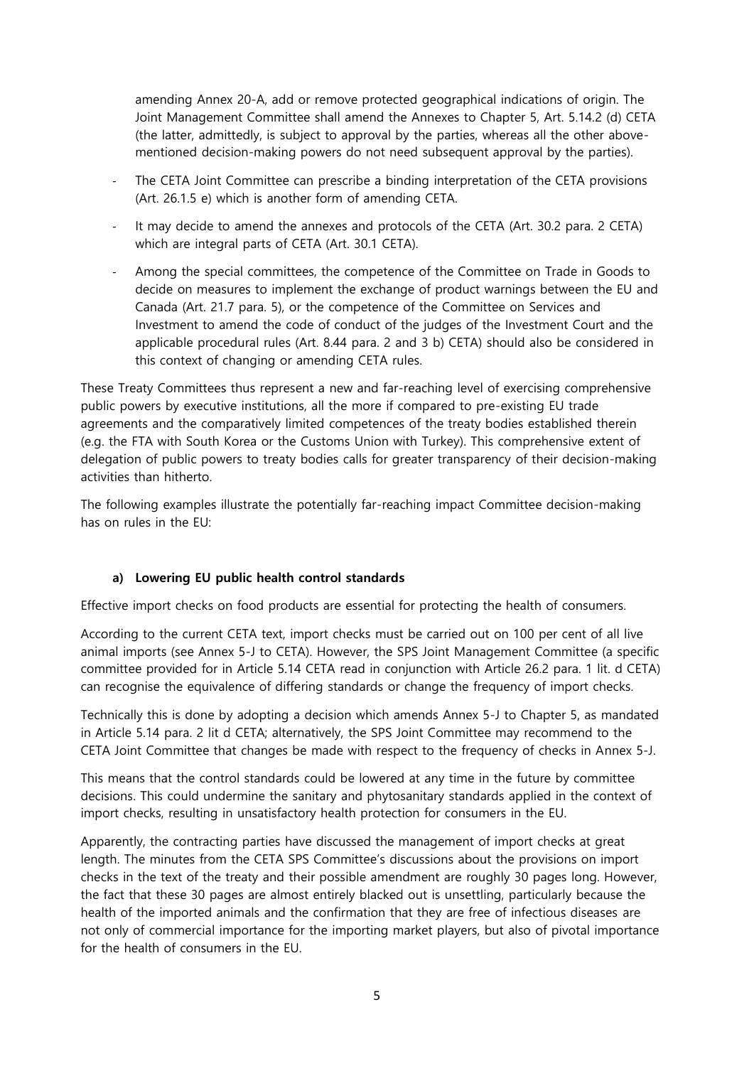amending Annex 20-A, add or remove protected geographical indications of origin. The Joint Management Committee shall amend the Annexes to Chapter 5, Art. 5.14.2 (d) CETA (the latter, admittedly, is subject to approval by the parties, whereas all the other above-mentioned decision-making powers do not need subsequent approval by the parties).

- The CETA Joint Committee can prescribe a binding interpretation of the CETA provisions (Art. 26.1.5 e) which is another form of amending CETA.
- It may decide to amend the annexes and protocols of the CETA (Art. 30.2 para. 2 CETA) which are integral parts of CETA (Art. 30.1 CETA).
- Among the special committees, the competence of the Committee on Trade in Goods to decide on measures to implement the exchange of product warnings between the EU and Canada (Art. 21.7 para. 5), or the competence of the Committee on Services and Investment to amend the code of conduct of the judges of the Investment Court and the applicable procedural rules (Art. 8.44 para. 2 and 3 b) CETA) should also be considered in this context of changing or amending CETA rules.

These Treaty Committees thus represent a new and far-reaching level of exercising comprehensive public powers by executive institutions, all the more if compared to pre-existing EU trade agreements and the comparatively limited competences of the treaty bodies established therein (e.g. the FTA with South Korea or the Customs Union with Turkey). This comprehensive extent of delegation of public powers to treaty bodies calls for greater transparency of their decision-making activities than hitherto.

The following examples illustrate the potentially far-reaching impact Committee decision-making has on rules in the EU:

#### a) Lowering EU public health control standards

Effective import checks on food products are essential for protecting the health of consumers.

According to the current CETA text, import checks must be carried out on 100 per cent of all live animal imports (see Annex 5-J to CETA). However, the SPS Joint Management Committee (a specific committee provided for in Article 5.14 CETA read in conjunction with Article 26.2 para. 1 lit. d CETA) can recognise the equivalence of differing standards or change the frequency of import checks.

Technically this is done by adopting a decision which amends Annex 5-J to Chapter 5, as mandated in Article 5.14 para. 2 lit d CETA; alternatively, the SPS Joint Committee may recommend to the CETA Joint Committee that changes be made with respect to the frequency of checks in Annex 5-J.

This means that the control standards could be lowered at any time in the future by committee decisions. This could undermine the sanitary and phytosanitary standards applied in the context of import checks, resulting in unsatisfactory health protection for consumers in the EU.

Apparently, the contracting parties have discussed the management of import checks at great length. The minutes from the CETA SPS Committee's discussions about the provisions on import checks in the text of the treaty and their possible amendment are roughly 30 pages long. However, the fact that these 30 pages are almost entirely blacked out is unsettling, particularly because the health of the imported animals and the confirmation that they are free of infectious diseases are not only of commercial importance for the importing market players, but also of pivotal importance for the health of consumers in the EU.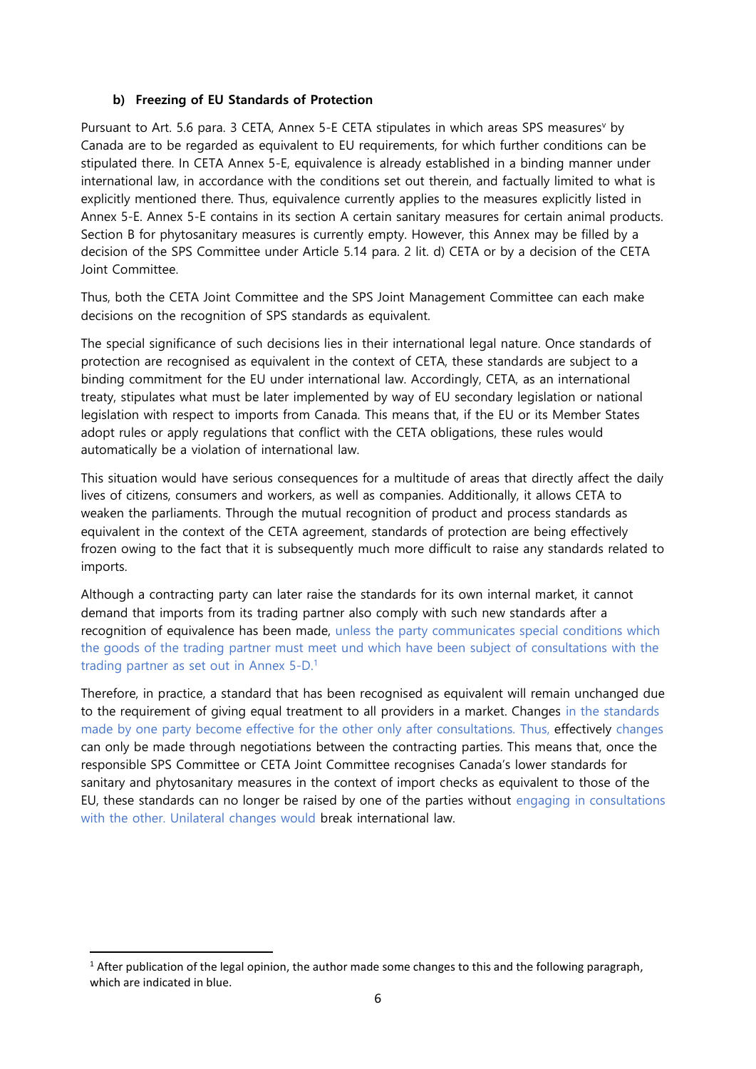#### **b) Freezing of EU Standards of Protection**

Pursuant to Art. 5.6 para. 3 CETA, Annex 5-E CETA stipulates in which areas SPS measures[v] by Canada are to be regarded as equivalent to EU requirements, for which further conditions can be stipulated there. In CETA Annex 5-E, equivalence is already established in a binding manner under international law, in accordance with the conditions set out therein, and factually limited to what is explicitly mentioned there. Thus, equivalence currently applies to the measures explicitly listed in Annex 5-E. Annex 5-E contains in its section A certain sanitary measures for certain animal products. Section B for phytosanitary measures is currently empty. However, this Annex may be filled by a decision of the SPS Committee under Article 5.14 para. 2 lit. d) CETA or by a decision of the CETA Joint Committee.

Thus, both the CETA Joint Committee and the SPS Joint Management Committee can each make decisions on the recognition of SPS standards as equivalent.

The special significance of such decisions lies in their international legal nature. Once standards of protection are recognised as equivalent in the context of CETA, these standards are subject to a binding commitment for the EU under international law. Accordingly, CETA, as an international treaty, stipulates what must be later implemented by way of EU secondary legislation or national legislation with respect to imports from Canada. This means that, if the EU or its Member States adopt rules or apply regulations that conflict with the CETA obligations, these rules would automatically be a violation of international law.

This situation would have serious consequences for a multitude of areas that directly affect the daily lives of citizens, consumers and workers, as well as companies. Additionally, it allows CETA to weaken the parliaments. Through the mutual recognition of product and process standards as equivalent in the context of the CETA agreement, standards of protection are being effectively frozen owing to the fact that it is subsequently much more difficult to raise any standards related to imports.

Although a contracting party can later raise the standards for its own internal market, it cannot demand that imports from its trading partner also comply with such new standards after a recognition of equivalence has been made, unless the party communicates special conditions which the goods of the trading partner must meet und which have been subject of consultations with the trading partner as set out in Annex 5-D.[1]

Therefore, in practice, a standard that has been recognised as equivalent will remain unchanged due to the requirement of giving equal treatment to all providers in a market. Changes in the standards made by one party become effective for the other only after consultations. Thus, effectively changes can only be made through negotiations between the contracting parties. This means that, once the responsible SPS Committee or CETA Joint Committee recognises Canada's lower standards for sanitary and phytosanitary measures in the context of import checks as equivalent to those of the EU, these standards can no longer be raised by one of the parties without engaging in consultations with the other. Unilateral changes would break international law.

[1] After publication of the legal opinion, the author made some changes to this and the following paragraph, which are indicated in blue.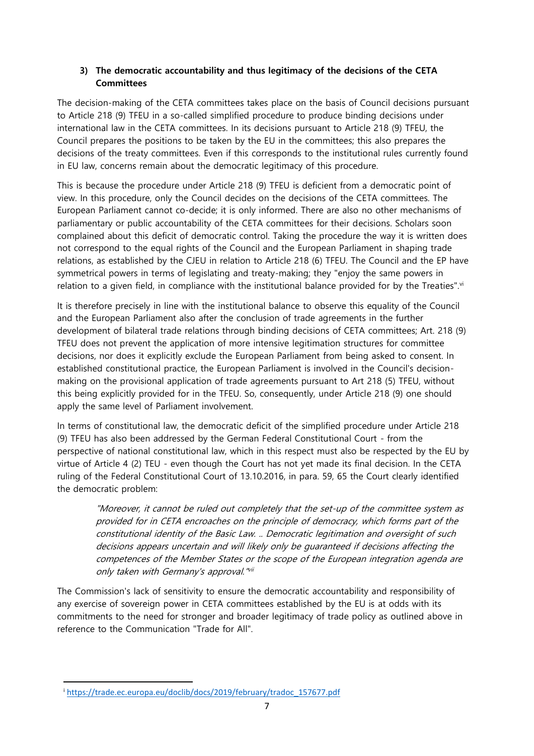### 3) The democratic accountability and thus legitimacy of the decisions of the CETA Committees

The decision-making of the CETA committees takes place on the basis of Council decisions pursuant to Article 218 (9) TFEU in a so-called simplified procedure to produce binding decisions under international law in the CETA committees. In its decisions pursuant to Article 218 (9) TFEU, the Council prepares the positions to be taken by the EU in the committees; this also prepares the decisions of the treaty committees. Even if this corresponds to the institutional rules currently found in EU law, concerns remain about the democratic legitimacy of this procedure.

This is because the procedure under Article 218 (9) TFEU is deficient from a democratic point of view. In this procedure, only the Council decides on the decisions of the CETA committees. The European Parliament cannot co-decide; it is only informed. There are also no other mechanisms of parliamentary or public accountability of the CETA committees for their decisions. Scholars soon complained about this deficit of democratic control. Taking the procedure the way it is written does not correspond to the equal rights of the Council and the European Parliament in shaping trade relations, as established by the CJEU in relation to Article 218 (6) TFEU. The Council and the EP have symmetrical powers in terms of legislating and treaty-making; they "enjoy the same powers in relation to a given field, in compliance with the institutional balance provided for by the Treaties".[vi]

It is therefore precisely in line with the institutional balance to observe this equality of the Council and the European Parliament also after the conclusion of trade agreements in the further development of bilateral trade relations through binding decisions of CETA committees; Art. 218 (9) TFEU does not prevent the application of more intensive legitimation structures for committee decisions, nor does it explicitly exclude the European Parliament from being asked to consent. In established constitutional practice, the European Parliament is involved in the Council's decision-making on the provisional application of trade agreements pursuant to Art 218 (5) TFEU, without this being explicitly provided for in the TFEU. So, consequently, under Article 218 (9) one should apply the same level of Parliament involvement.

In terms of constitutional law, the democratic deficit of the simplified procedure under Article 218 (9) TFEU has also been addressed by the German Federal Constitutional Court - from the perspective of national constitutional law, which in this respect must also be respected by the EU by virtue of Article 4 (2) TEU - even though the Court has not yet made its final decision. In the CETA ruling of the Federal Constitutional Court of 13.10.2016, in para. 59, 65 the Court clearly identified the democratic problem:

> *"Moreover, it cannot be ruled out completely that the set-up of the committee system as provided for in CETA encroaches on the principle of democracy, which forms part of the constitutional identity of the Basic Law. .. Democratic legitimation and oversight of such decisions appears uncertain and will likely only be guaranteed if decisions affecting the competences of the Member States or the scope of the European integration agenda are only taken with Germany's approval."*[vii]

The Commission's lack of sensitivity to ensure the democratic accountability and responsibility of any exercise of sovereign power in CETA committees established by the EU is at odds with its commitments to the need for stronger and broader legitimacy of trade policy as outlined above in reference to the Communication "Trade for All".

---

[i] https://trade.ec.europa.eu/doclib/docs/2019/february/tradoc_157677.pdf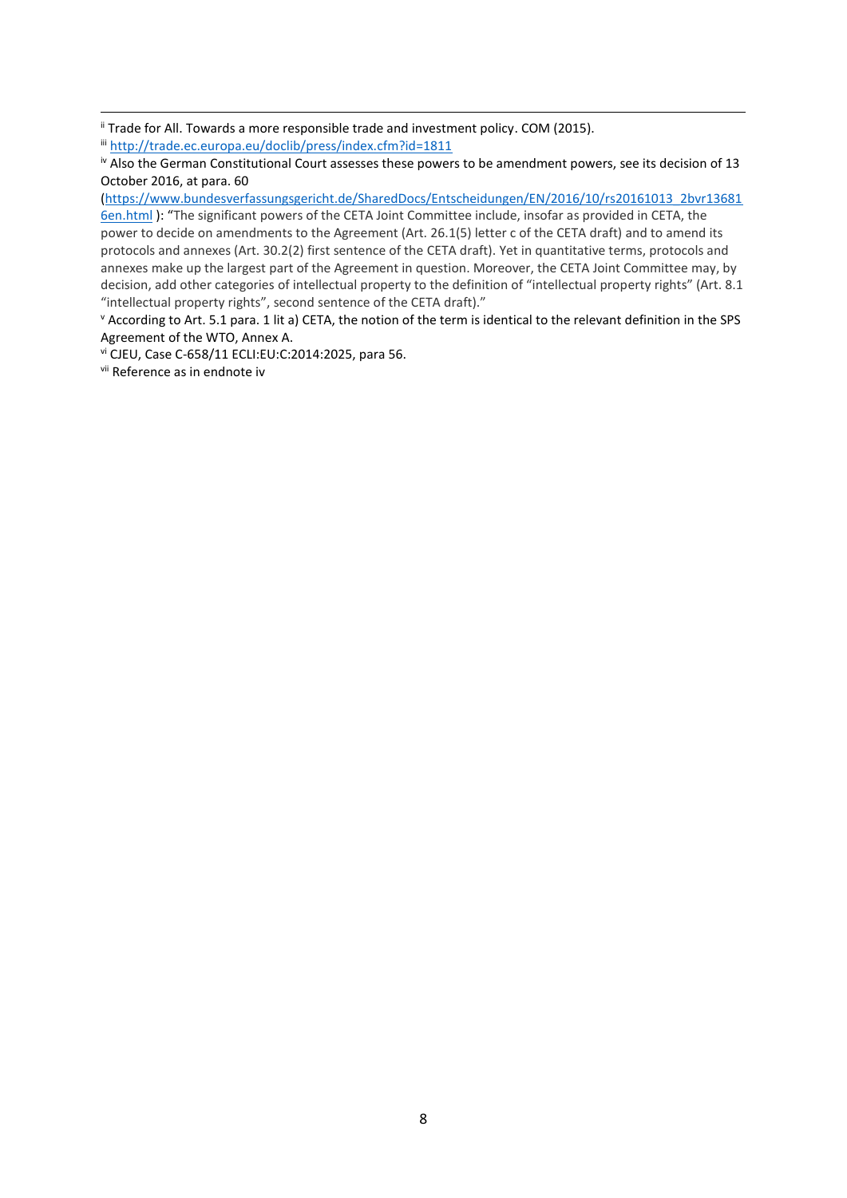[ii] Trade for All. Towards a more responsible trade and investment policy. COM (2015).

[iii] http://trade.ec.europa.eu/doclib/press/index.cfm?id=1811

[iv] Also the German Constitutional Court assesses these powers to be amendment powers, see its decision of 13 October 2016, at para. 60 (https://www.bundesverfassungsgericht.de/SharedDocs/Entscheidungen/EN/2016/10/rs20161013_2bvr136816en.html ): "The significant powers of the CETA Joint Committee include, insofar as provided in CETA, the power to decide on amendments to the Agreement (Art. 26.1(5) letter c of the CETA draft) and to amend its protocols and annexes (Art. 30.2(2) first sentence of the CETA draft). Yet in quantitative terms, protocols and annexes make up the largest part of the Agreement in question. Moreover, the CETA Joint Committee may, by decision, add other categories of intellectual property to the definition of "intellectual property rights" (Art. 8.1 "intellectual property rights", second sentence of the CETA draft)."

[v] According to Art. 5.1 para. 1 lit a) CETA, the notion of the term is identical to the relevant definition in the SPS Agreement of the WTO, Annex A.

[vi] CJEU, Case C-658/11 ECLI:EU:C:2014:2025, para 56.

[vii] Reference as in endnote iv